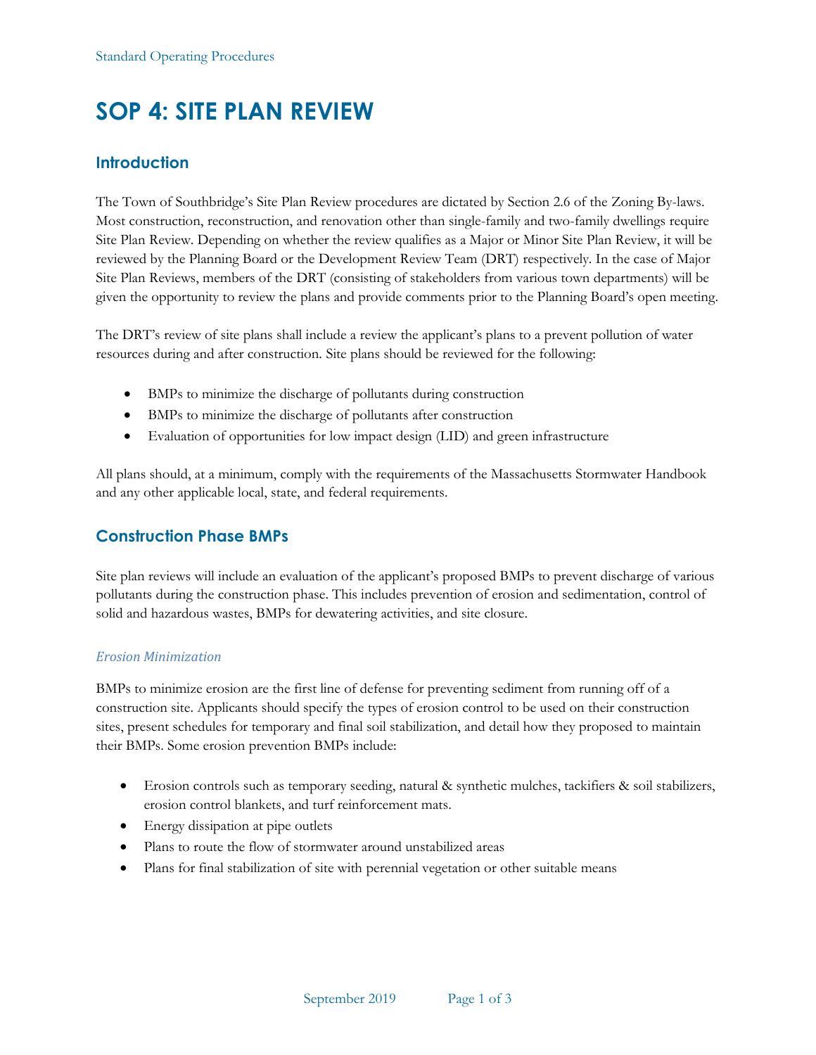# SOP 4: SITE PLAN REVIEW

## Introduction

The Town of Southbridge's Site Plan Review procedures are dictated by Section 2.6 of the Zoning By-laws. Most construction, reconstruction, and renovation other than single-family and two-family dwellings require Site Plan Review. Depending on whether the review qualifies as a Major or Minor Site Plan Review, it will be reviewed by the Planning Board or the Development Review Team (DRT) respectively. In the case of Major Site Plan Reviews, members of the DRT (consisting of stakeholders from various town departments) will be given the opportunity to review the plans and provide comments prior to the Planning Board's open meeting.

The DRT's review of site plans shall include a review the applicant's plans to a prevent pollution of water resources during and after construction. Site plans should be reviewed for the following:

- BMPs to minimize the discharge of pollutants during construction
- BMPs to minimize the discharge of pollutants after construction
- Evaluation of opportunities for low impact design (LID) and green infrastructure

All plans should, at a minimum, comply with the requirements of the Massachusetts Stormwater Handbook and any other applicable local, state, and federal requirements.

## Construction Phase BMPs

Site plan reviews will include an evaluation of the applicant's proposed BMPs to prevent discharge of various pollutants during the construction phase. This includes prevention of erosion and sedimentation, control of solid and hazardous wastes, BMPs for dewatering activities, and site closure.

### *Erosion Minimization*

BMPs to minimize erosion are the first line of defense for preventing sediment from running off of a construction site. Applicants should specify the types of erosion control to be used on their construction sites, present schedules for temporary and final soil stabilization, and detail how they proposed to maintain their BMPs. Some erosion prevention BMPs include:

- Erosion controls such as temporary seeding, natural & synthetic mulches, tackifiers & soil stabilizers, erosion control blankets, and turf reinforcement mats.
- Energy dissipation at pipe outlets
- Plans to route the flow of stormwater around unstabilized areas
- Plans for final stabilization of site with perennial vegetation or other suitable means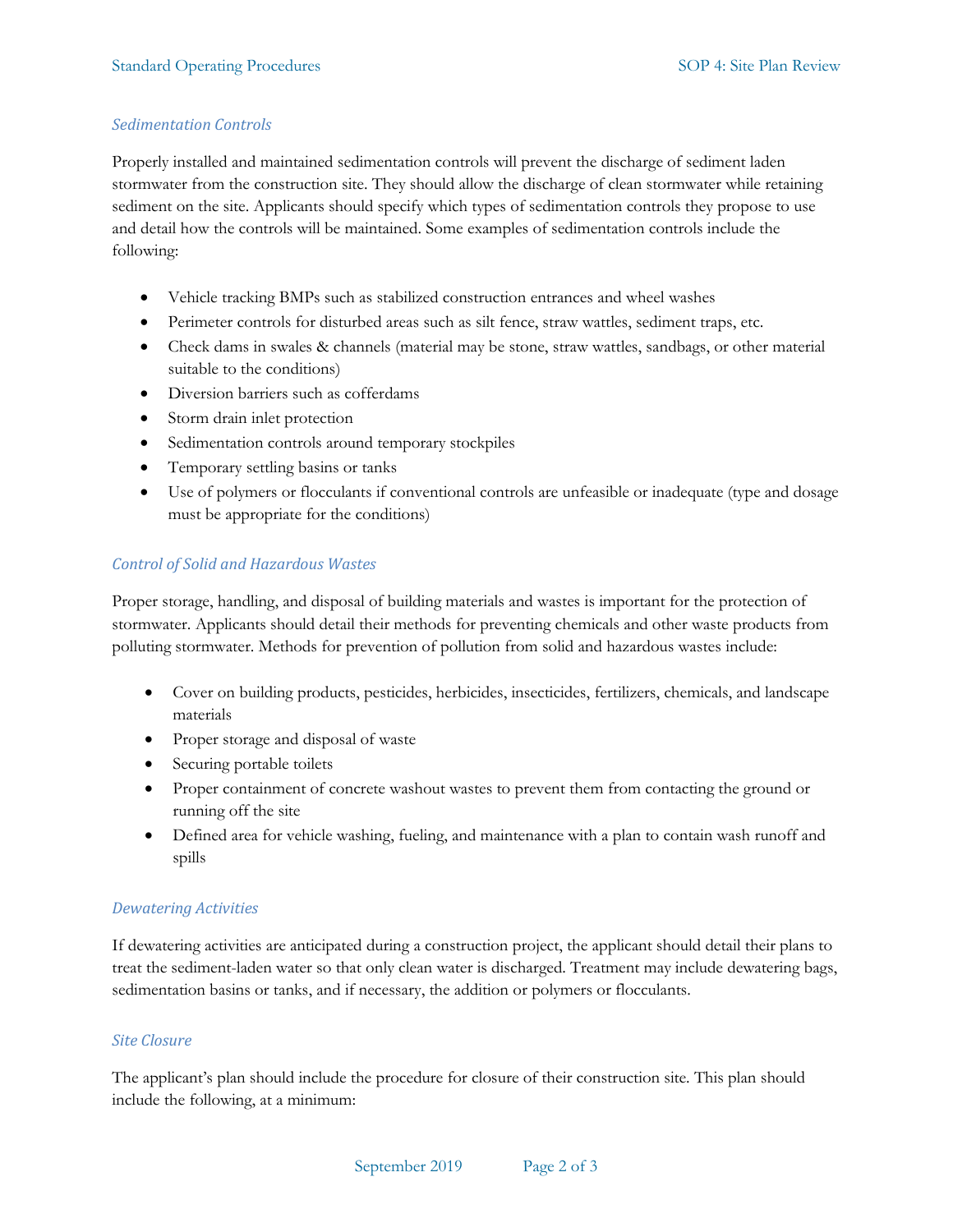### *Sedimentation Controls*

Properly installed and maintained sedimentation controls will prevent the discharge of sediment laden stormwater from the construction site. They should allow the discharge of clean stormwater while retaining sediment on the site. Applicants should specify which types of sedimentation controls they propose to use and detail how the controls will be maintained. Some examples of sedimentation controls include the following:

- Vehicle tracking BMPs such as stabilized construction entrances and wheel washes
- Perimeter controls for disturbed areas such as silt fence, straw wattles, sediment traps, etc.
- Check dams in swales & channels (material may be stone, straw wattles, sandbags, or other material suitable to the conditions)
- Diversion barriers such as cofferdams
- Storm drain inlet protection
- Sedimentation controls around temporary stockpiles
- Temporary settling basins or tanks
- Use of polymers or flocculants if conventional controls are unfeasible or inadequate (type and dosage must be appropriate for the conditions)

### *Control of Solid and Hazardous Wastes*

Proper storage, handling, and disposal of building materials and wastes is important for the protection of stormwater. Applicants should detail their methods for preventing chemicals and other waste products from polluting stormwater. Methods for prevention of pollution from solid and hazardous wastes include:

- Cover on building products, pesticides, herbicides, insecticides, fertilizers, chemicals, and landscape materials
- Proper storage and disposal of waste
- Securing portable toilets
- Proper containment of concrete washout wastes to prevent them from contacting the ground or running off the site
- Defined area for vehicle washing, fueling, and maintenance with a plan to contain wash runoff and spills

### *Dewatering Activities*

If dewatering activities are anticipated during a construction project, the applicant should detail their plans to treat the sediment-laden water so that only clean water is discharged. Treatment may include dewatering bags, sedimentation basins or tanks, and if necessary, the addition or polymers or flocculants.

### *Site Closure*

The applicant's plan should include the procedure for closure of their construction site. This plan should include the following, at a minimum: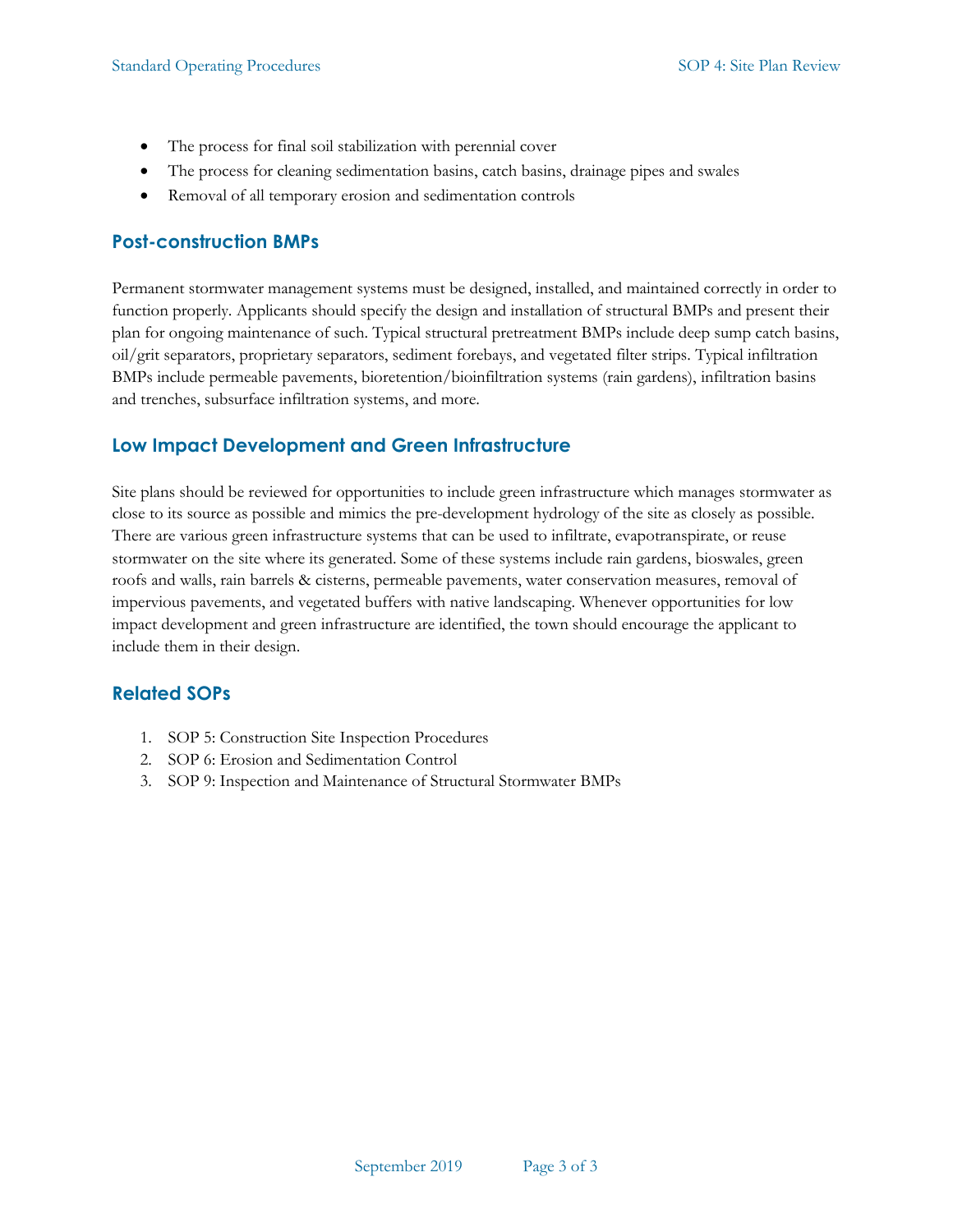- The process for final soil stabilization with perennial cover
- The process for cleaning sedimentation basins, catch basins, drainage pipes and swales
- Removal of all temporary erosion and sedimentation controls

## Post-construction BMPs

Permanent stormwater management systems must be designed, installed, and maintained correctly in order to function properly. Applicants should specify the design and installation of structural BMPs and present their plan for ongoing maintenance of such. Typical structural pretreatment BMPs include deep sump catch basins, oil/grit separators, proprietary separators, sediment forebays, and vegetated filter strips. Typical infiltration BMPs include permeable pavements, bioretention/bioinfiltration systems (rain gardens), infiltration basins and trenches, subsurface infiltration systems, and more.

## Low Impact Development and Green Infrastructure

Site plans should be reviewed for opportunities to include green infrastructure which manages stormwater as close to its source as possible and mimics the pre-development hydrology of the site as closely as possible. There are various green infrastructure systems that can be used to infiltrate, evapotranspirate, or reuse stormwater on the site where its generated. Some of these systems include rain gardens, bioswales, green roofs and walls, rain barrels & cisterns, permeable pavements, water conservation measures, removal of impervious pavements, and vegetated buffers with native landscaping. Whenever opportunities for low impact development and green infrastructure are identified, the town should encourage the applicant to include them in their design.

## Related SOPs

1. SOP 5: Construction Site Inspection Procedures
2. SOP 6: Erosion and Sedimentation Control
3. SOP 9: Inspection and Maintenance of Structural Stormwater BMPs